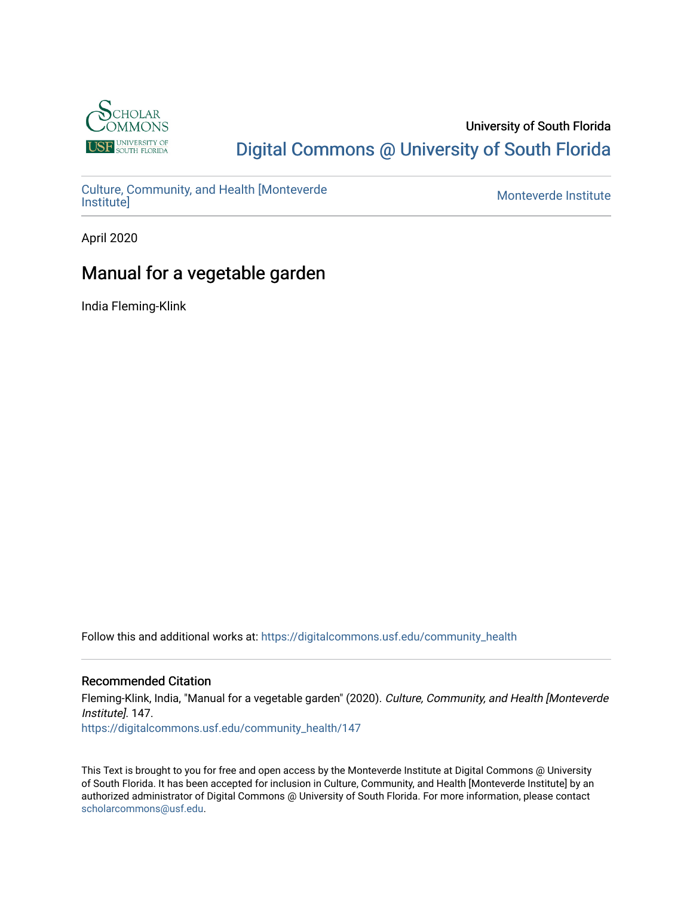University of South Florida

Digital Commons @ University of South Florida

Culture, Community, and Health [Monteverde Institute]

Monteverde Institute

April 2020

# Manual for a vegetable garden

India Fleming-Klink

Follow this and additional works at: https://digitalcommons.usf.edu/community_health

## Recommended Citation

Fleming-Klink, India, "Manual for a vegetable garden" (2020). *Culture, Community, and Health [Monteverde Institute]*. 147.
https://digitalcommons.usf.edu/community_health/147

This Text is brought to you for free and open access by the Monteverde Institute at Digital Commons @ University of South Florida. It has been accepted for inclusion in Culture, Community, and Health [Monteverde Institute] by an authorized administrator of Digital Commons @ University of South Florida. For more information, please contact scholarcommons@usf.edu.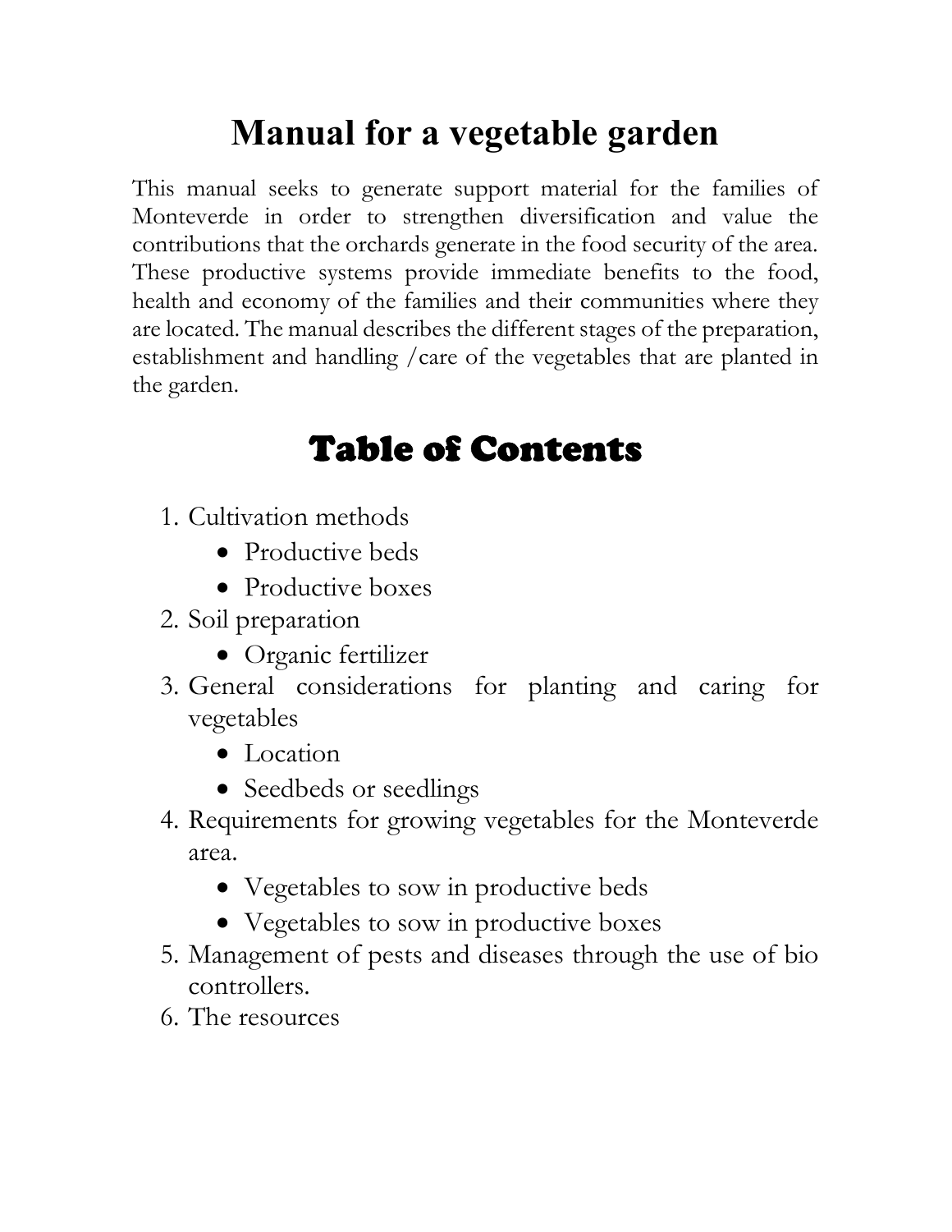# Manual for a vegetable garden

This manual seeks to generate support material for the families of Monteverde in order to strengthen diversification and value the contributions that the orchards generate in the food security of the area. These productive systems provide immediate benefits to the food, health and economy of the families and their communities where they are located. The manual describes the different stages of the preparation, establishment and handling /care of the vegetables that are planted in the garden.

## Table of Contents

1. Cultivation methods
   - Productive beds
   - Productive boxes
2. Soil preparation
   - Organic fertilizer
3. General considerations for planting and caring for vegetables
   - Location
   - Seedbeds or seedlings
4. Requirements for growing vegetables for the Monteverde area.
   - Vegetables to sow in productive beds
   - Vegetables to sow in productive boxes
5. Management of pests and diseases through the use of bio controllers.
6. The resources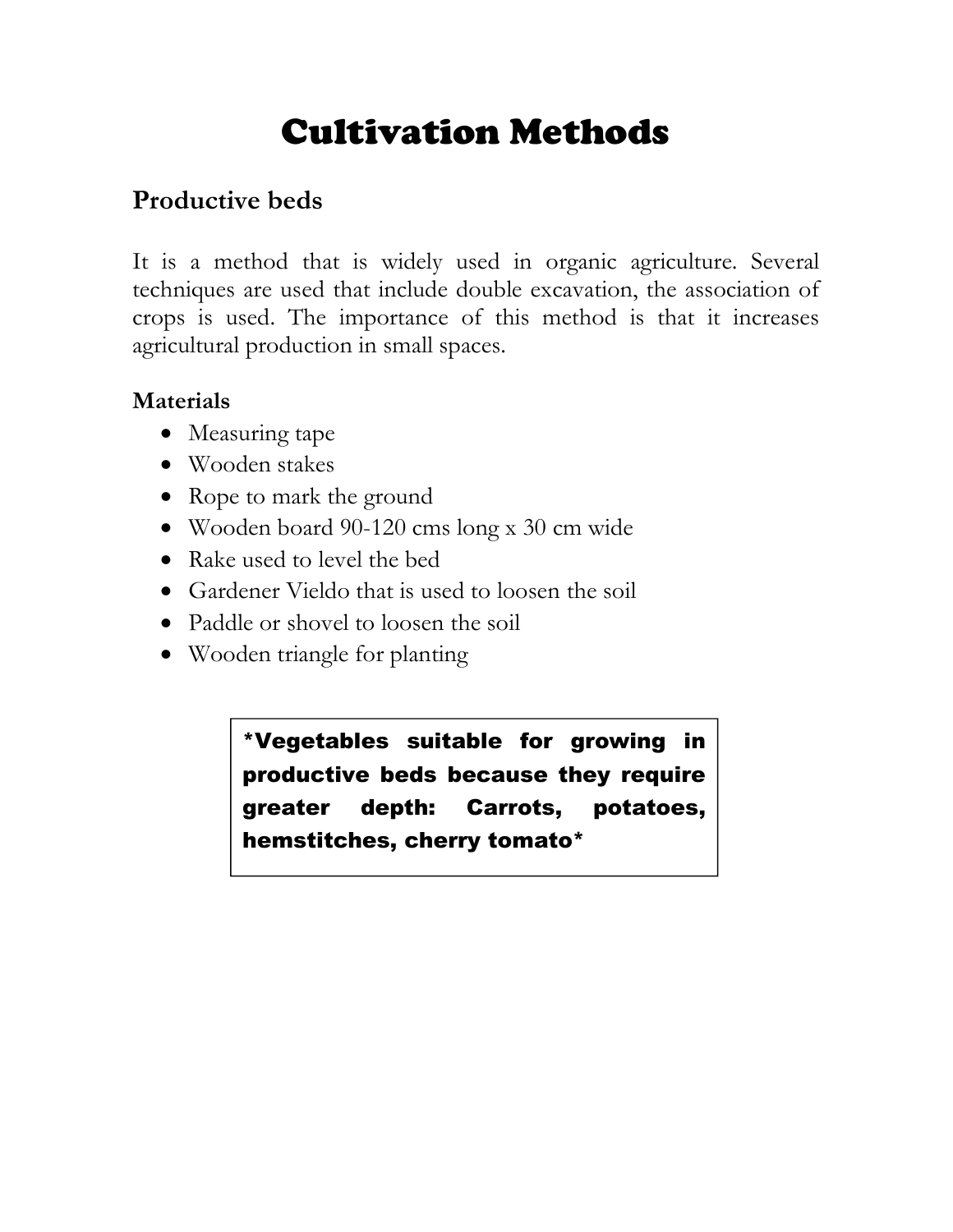# Cultivation Methods

## Productive beds

It is a method that is widely used in organic agriculture. Several techniques are used that include double excavation, the association of crops is used. The importance of this method is that it increases agricultural production in small spaces.

### Materials

- Measuring tape
- Wooden stakes
- Rope to mark the ground
- Wooden board 90-120 cms long x 30 cm wide
- Rake used to level the bed
- Gardener Vieldo that is used to loosen the soil
- Paddle or shovel to loosen the soil
- Wooden triangle for planting

**\*Vegetables suitable for growing in productive beds because they require greater depth: Carrots, potatoes, hemstitches, cherry tomato\***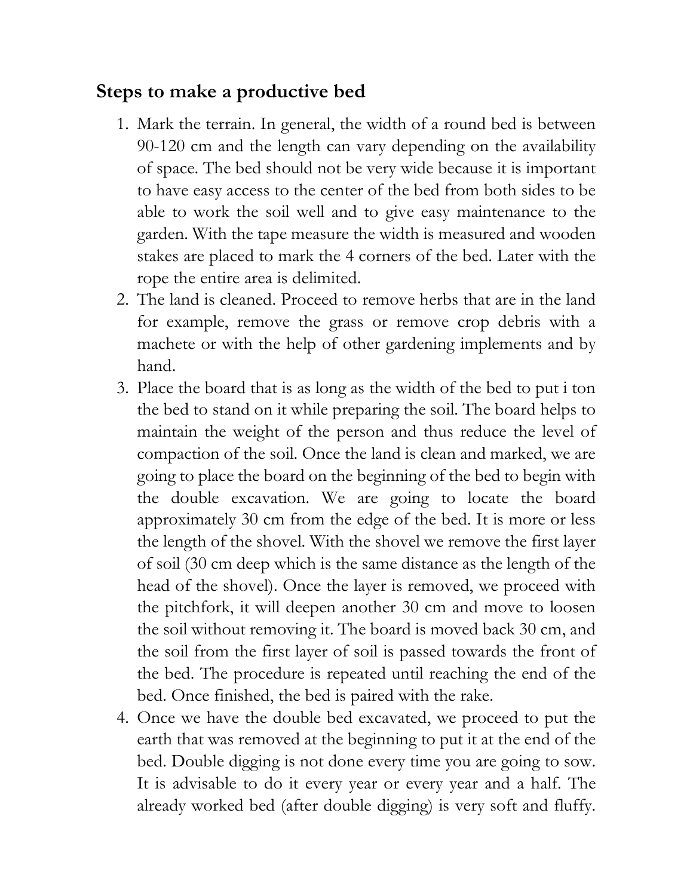## Steps to make a productive bed

1. Mark the terrain. In general, the width of a round bed is between 90-120 cm and the length can vary depending on the availability of space. The bed should not be very wide because it is important to have easy access to the center of the bed from both sides to be able to work the soil well and to give easy maintenance to the garden. With the tape measure the width is measured and wooden stakes are placed to mark the 4 corners of the bed. Later with the rope the entire area is delimited.
2. The land is cleaned. Proceed to remove herbs that are in the land for example, remove the grass or remove crop debris with a machete or with the help of other gardening implements and by hand.
3. Place the board that is as long as the width of the bed to put i ton the bed to stand on it while preparing the soil. The board helps to maintain the weight of the person and thus reduce the level of compaction of the soil. Once the land is clean and marked, we are going to place the board on the beginning of the bed to begin with the double excavation. We are going to locate the board approximately 30 cm from the edge of the bed. It is more or less the length of the shovel. With the shovel we remove the first layer of soil (30 cm deep which is the same distance as the length of the head of the shovel). Once the layer is removed, we proceed with the pitchfork, it will deepen another 30 cm and move to loosen the soil without removing it. The board is moved back 30 cm, and the soil from the first layer of soil is passed towards the front of the bed. The procedure is repeated until reaching the end of the bed. Once finished, the bed is paired with the rake.
4. Once we have the double bed excavated, we proceed to put the earth that was removed at the beginning to put it at the end of the bed. Double digging is not done every time you are going to sow. It is advisable to do it every year or every year and a half. The already worked bed (after double digging) is very soft and fluffy.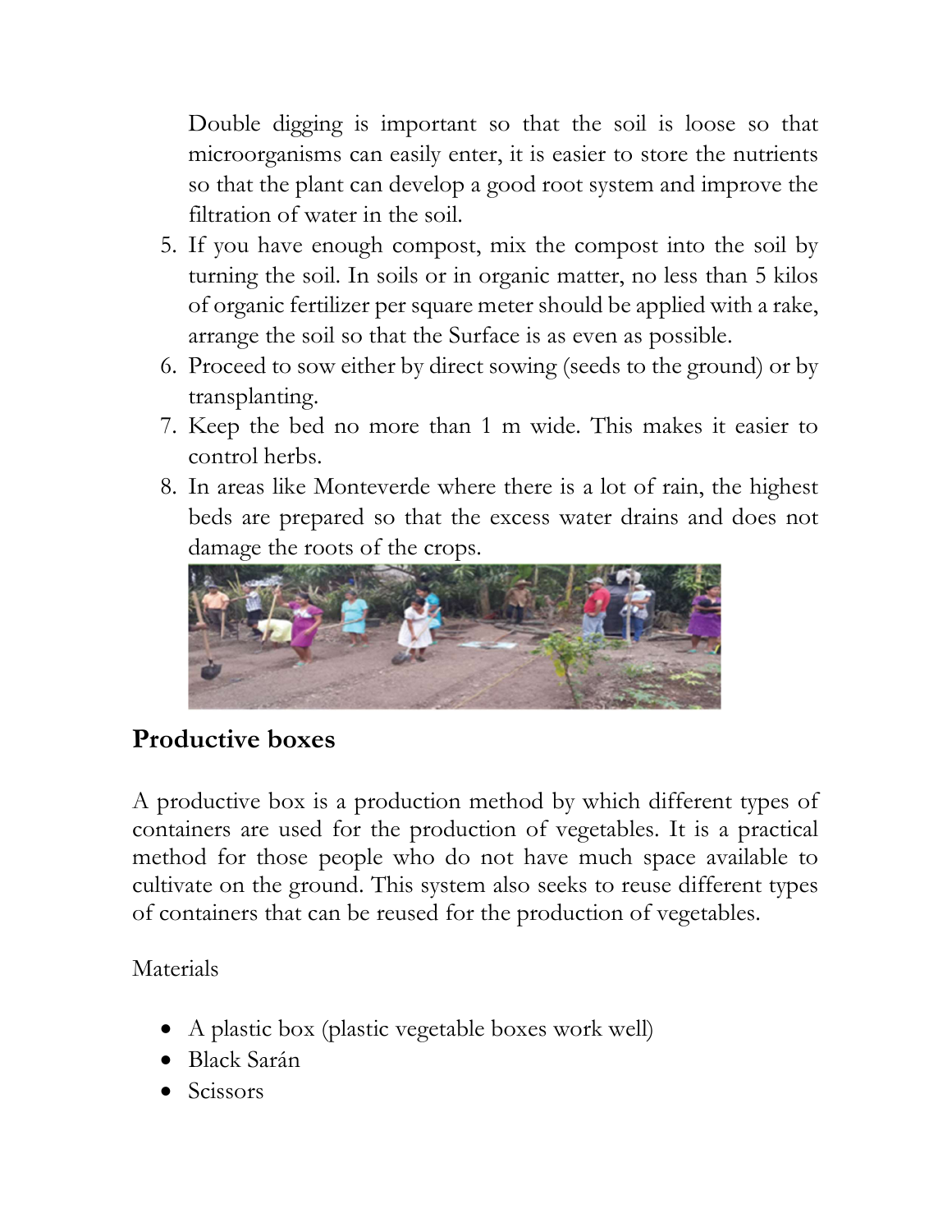Double digging is important so that the soil is loose so that microorganisms can easily enter, it is easier to store the nutrients so that the plant can develop a good root system and improve the filtration of water in the soil.

5. If you have enough compost, mix the compost into the soil by turning the soil. In soils or in organic matter, no less than 5 kilos of organic fertilizer per square meter should be applied with a rake, arrange the soil so that the Surface is as even as possible.
6. Proceed to sow either by direct sowing (seeds to the ground) or by transplanting.
7. Keep the bed no more than 1 m wide. This makes it easier to control herbs.
8. In areas like Monteverde where there is a lot of rain, the highest beds are prepared so that the excess water drains and does not damage the roots of the crops.

## Productive boxes

A productive box is a production method by which different types of containers are used for the production of vegetables. It is a practical method for those people who do not have much space available to cultivate on the ground. This system also seeks to reuse different types of containers that can be reused for the production of vegetables.

Materials

- A plastic box (plastic vegetable boxes work well)
- Black Sarán
- Scissors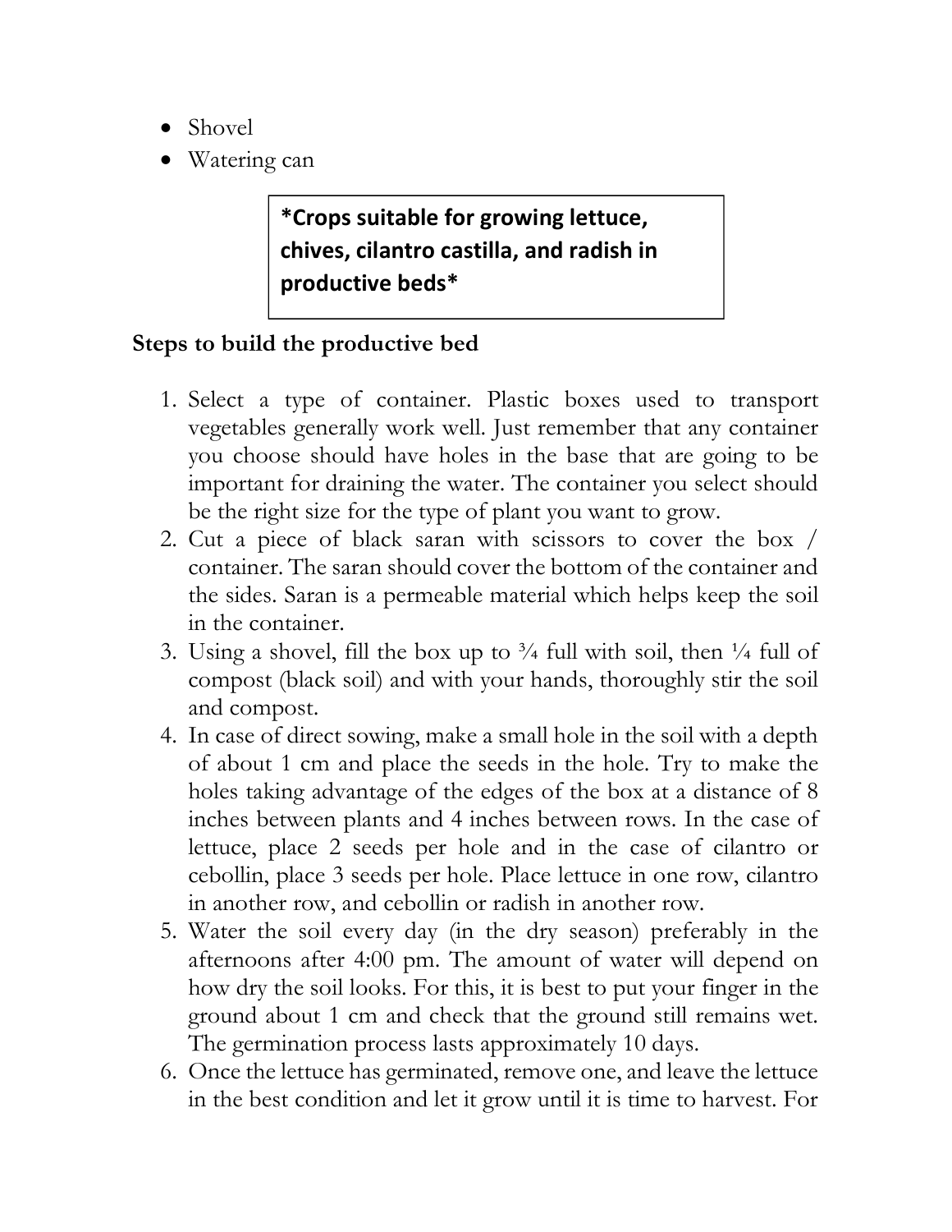- Shovel
- Watering can

**\*Crops suitable for growing lettuce, chives, cilantro castilla, and radish in productive beds\***

**Steps to build the productive bed**

1. Select a type of container. Plastic boxes used to transport vegetables generally work well. Just remember that any container you choose should have holes in the base that are going to be important for draining the water. The container you select should be the right size for the type of plant you want to grow.
2. Cut a piece of black saran with scissors to cover the box / container. The saran should cover the bottom of the container and the sides. Saran is a permeable material which helps keep the soil in the container.
3. Using a shovel, fill the box up to ¾ full with soil, then ¼ full of compost (black soil) and with your hands, thoroughly stir the soil and compost.
4. In case of direct sowing, make a small hole in the soil with a depth of about 1 cm and place the seeds in the hole. Try to make the holes taking advantage of the edges of the box at a distance of 8 inches between plants and 4 inches between rows. In the case of lettuce, place 2 seeds per hole and in the case of cilantro or cebollin, place 3 seeds per hole. Place lettuce in one row, cilantro in another row, and cebollin or radish in another row.
5. Water the soil every day (in the dry season) preferably in the afternoons after 4:00 pm. The amount of water will depend on how dry the soil looks. For this, it is best to put your finger in the ground about 1 cm and check that the ground still remains wet. The germination process lasts approximately 10 days.
6. Once the lettuce has germinated, remove one, and leave the lettuce in the best condition and let it grow until it is time to harvest. For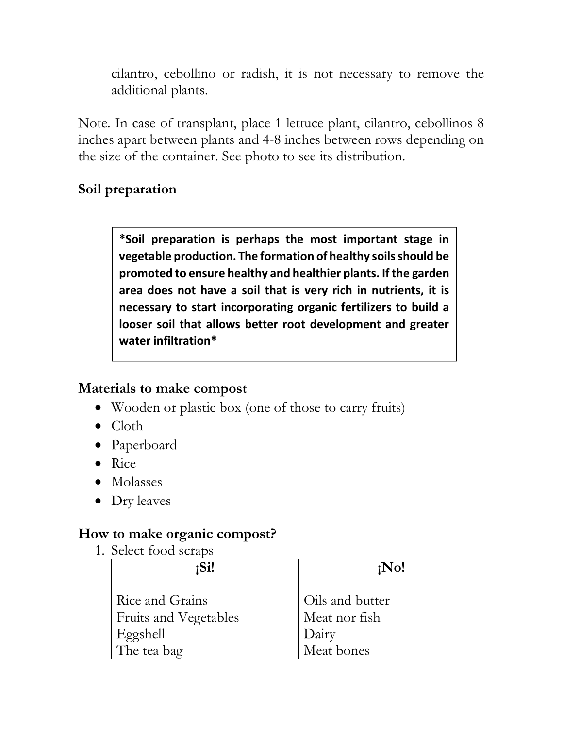cilantro, cebollino or radish, it is not necessary to remove the additional plants.

Note. In case of transplant, place 1 lettuce plant, cilantro, cebollinos 8 inches apart between plants and 4-8 inches between rows depending on the size of the container. See photo to see its distribution.

## Soil preparation

> **\*Soil preparation is perhaps the most important stage in vegetable production. The formation of healthy soils should be promoted to ensure healthy and healthier plants. If the garden area does not have a soil that is very rich in nutrients, it is necessary to start incorporating organic fertilizers to build a looser soil that allows better root development and greater water infiltration\***

## Materials to make compost

- Wooden or plastic box (one of those to carry fruits)
- Cloth
- Paperboard
- Rice
- Molasses
- Dry leaves

## How to make organic compost?

1. Select food scraps

| ¡Si! | ¡No! |
| --- | --- |
| Rice and Grains | Oils and butter |
| Fruits and Vegetables | Meat nor fish |
| Eggshell | Dairy |
| The tea bag | Meat bones |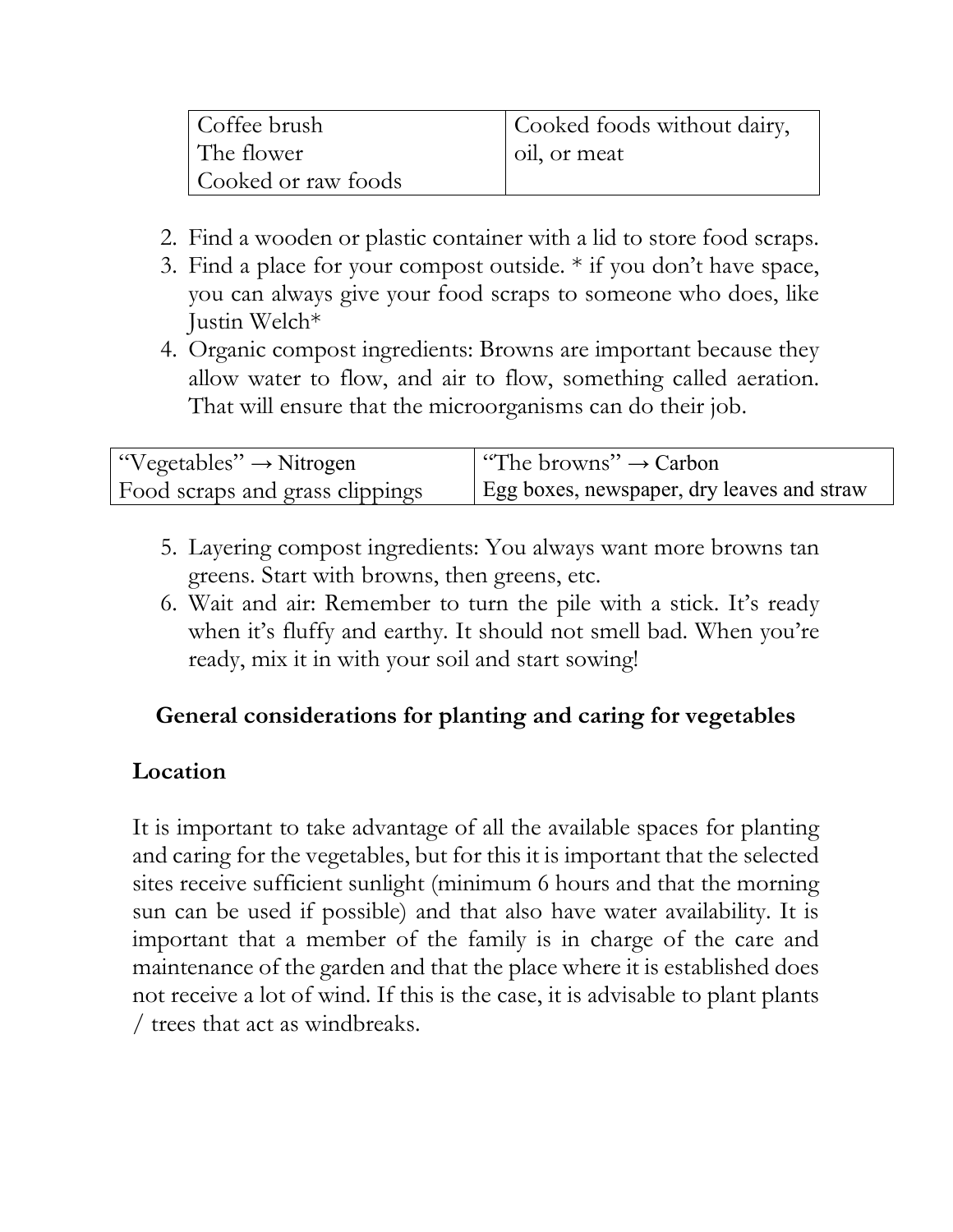| Coffee brush<br>The flower<br>Cooked or raw foods | Cooked foods without dairy, oil, or meat |
|---|---|

2. Find a wooden or plastic container with a lid to store food scraps.
3. Find a place for your compost outside. * if you don't have space, you can always give your food scraps to someone who does, like Justin Welch*
4. Organic compost ingredients: Browns are important because they allow water to flow, and air to flow, something called aeration. That will ensure that the microorganisms can do their job.

| "Vegetables" → Nitrogen | "The browns" → Carbon |
|---|---|
| Food scraps and grass clippings | Egg boxes, newspaper, dry leaves and straw |

5. Layering compost ingredients: You always want more browns tan greens. Start with browns, then greens, etc.
6. Wait and air: Remember to turn the pile with a stick. It's ready when it's fluffy and earthy. It should not smell bad. When you're ready, mix it in with your soil and start sowing!

## General considerations for planting and caring for vegetables

### Location

It is important to take advantage of all the available spaces for planting and caring for the vegetables, but for this it is important that the selected sites receive sufficient sunlight (minimum 6 hours and that the morning sun can be used if possible) and that also have water availability. It is important that a member of the family is in charge of the care and maintenance of the garden and that the place where it is established does not receive a lot of wind. If this is the case, it is advisable to plant plants / trees that act as windbreaks.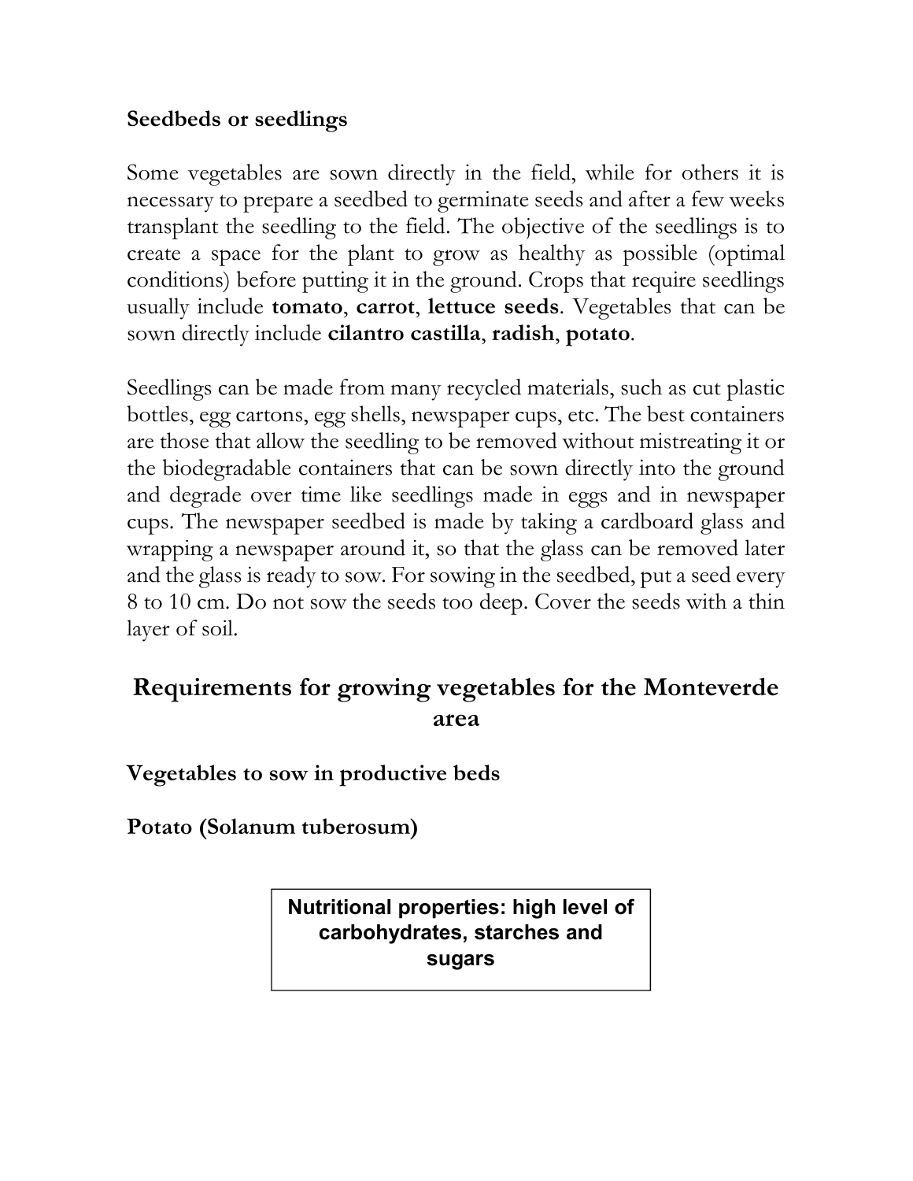**Seedbeds or seedlings**

Some vegetables are sown directly in the field, while for others it is necessary to prepare a seedbed to germinate seeds and after a few weeks transplant the seedling to the field. The objective of the seedlings is to create a space for the plant to grow as healthy as possible (optimal conditions) before putting it in the ground. Crops that require seedlings usually include **tomato**, **carrot**, **lettuce seeds**. Vegetables that can be sown directly include **cilantro castilla**, **radish**, **potato**.

Seedlings can be made from many recycled materials, such as cut plastic bottles, egg cartons, egg shells, newspaper cups, etc. The best containers are those that allow the seedling to be removed without mistreating it or the biodegradable containers that can be sown directly into the ground and degrade over time like seedlings made in eggs and in newspaper cups. The newspaper seedbed is made by taking a cardboard glass and wrapping a newspaper around it, so that the glass can be removed later and the glass is ready to sow. For sowing in the seedbed, put a seed every 8 to 10 cm. Do not sow the seeds too deep. Cover the seeds with a thin layer of soil.

## Requirements for growing vegetables for the Monteverde area

**Vegetables to sow in productive beds**

**Potato (Solanum tuberosum)**

**Nutritional properties: high level of carbohydrates, starches and sugars**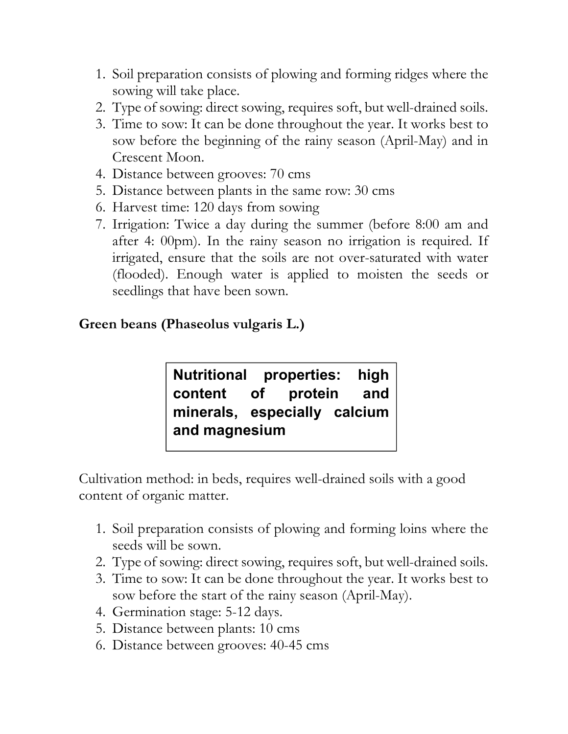1. Soil preparation consists of plowing and forming ridges where the sowing will take place.
2. Type of sowing: direct sowing, requires soft, but well-drained soils.
3. Time to sow: It can be done throughout the year. It works best to sow before the beginning of the rainy season (April-May) and in Crescent Moon.
4. Distance between grooves: 70 cms
5. Distance between plants in the same row: 30 cms
6. Harvest time: 120 days from sowing
7. Irrigation: Twice a day during the summer (before 8:00 am and after 4: 00pm). In the rainy season no irrigation is required. If irrigated, ensure that the soils are not over-saturated with water (flooded). Enough water is applied to moisten the seeds or seedlings that have been sown.

**Green beans (Phaseolus vulgaris L.)**

**Nutritional properties: high content of protein and minerals, especially calcium and magnesium**

Cultivation method: in beds, requires well-drained soils with a good content of organic matter.

1. Soil preparation consists of plowing and forming loins where the seeds will be sown.
2. Type of sowing: direct sowing, requires soft, but well-drained soils.
3. Time to sow: It can be done throughout the year. It works best to sow before the start of the rainy season (April-May).
4. Germination stage: 5-12 days.
5. Distance between plants: 10 cms
6. Distance between grooves: 40-45 cms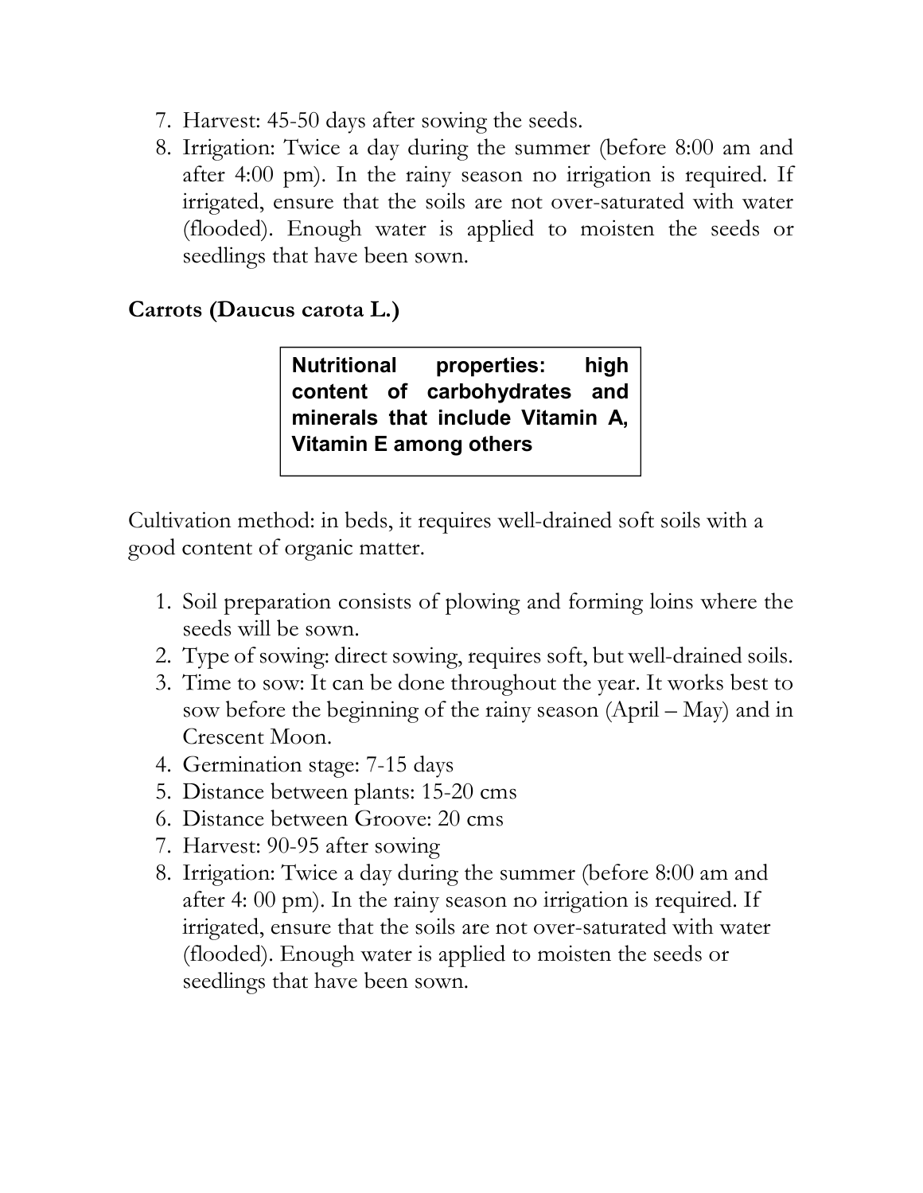7. Harvest: 45-50 days after sowing the seeds.
8. Irrigation: Twice a day during the summer (before 8:00 am and after 4:00 pm). In the rainy season no irrigation is required. If irrigated, ensure that the soils are not over-saturated with water (flooded). Enough water is applied to moisten the seeds or seedlings that have been sown.

**Carrots (Daucus carota L.)**

**Nutritional properties: high content of carbohydrates and minerals that include Vitamin A, Vitamin E among others**

Cultivation method: in beds, it requires well-drained soft soils with a good content of organic matter.

1. Soil preparation consists of plowing and forming loins where the seeds will be sown.
2. Type of sowing: direct sowing, requires soft, but well-drained soils.
3. Time to sow: It can be done throughout the year. It works best to sow before the beginning of the rainy season (April – May) and in Crescent Moon.
4. Germination stage: 7-15 days
5. Distance between plants: 15-20 cms
6. Distance between Groove: 20 cms
7. Harvest: 90-95 after sowing
8. Irrigation: Twice a day during the summer (before 8:00 am and after 4: 00 pm). In the rainy season no irrigation is required. If irrigated, ensure that the soils are not over-saturated with water (flooded). Enough water is applied to moisten the seeds or seedlings that have been sown.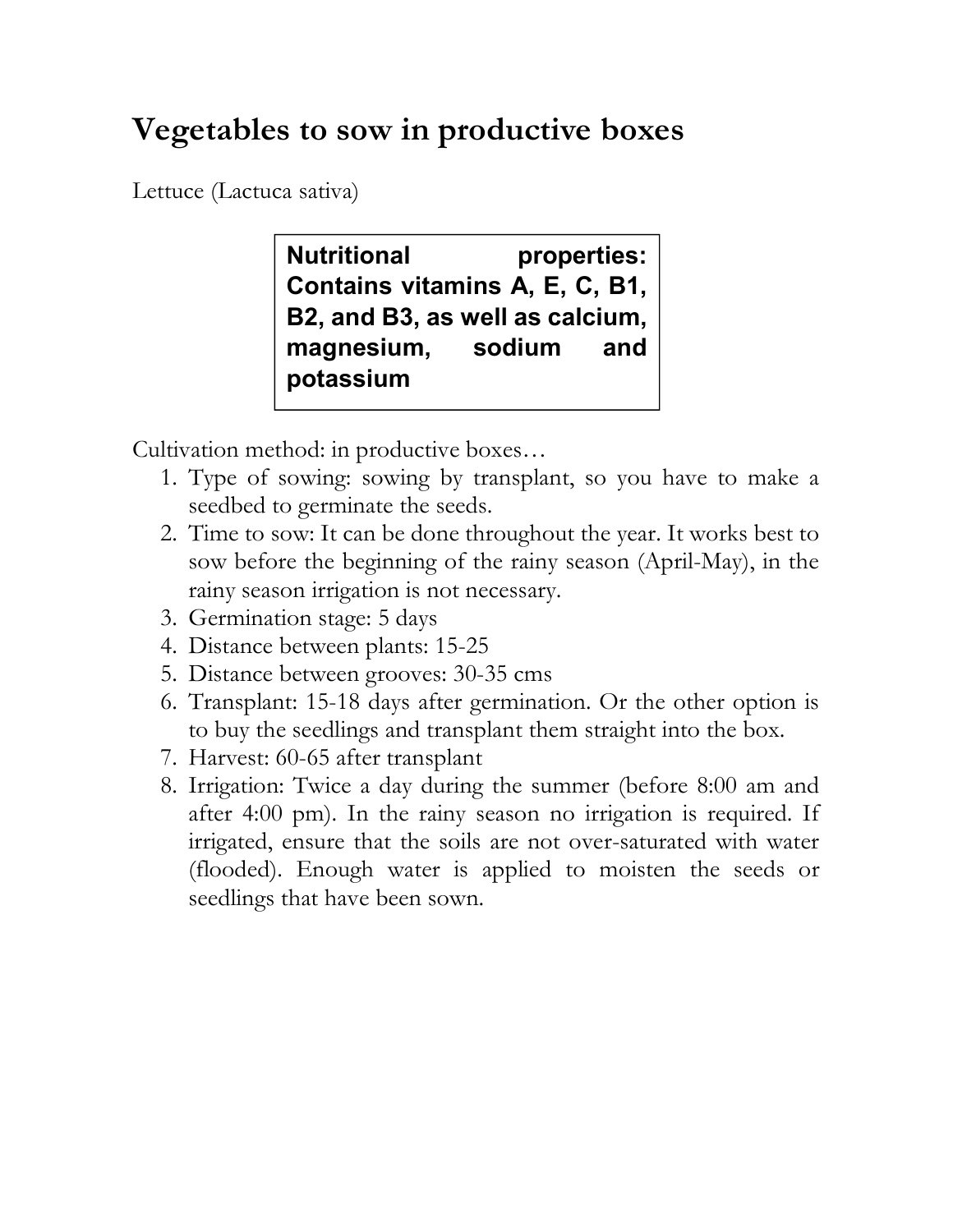# Vegetables to sow in productive boxes

Lettuce (Lactuca sativa)

**Nutritional properties: Contains vitamins A, E, C, B1, B2, and B3, as well as calcium, magnesium, sodium and potassium**

Cultivation method: in productive boxes…

1. Type of sowing: sowing by transplant, so you have to make a seedbed to germinate the seeds.
2. Time to sow: It can be done throughout the year. It works best to sow before the beginning of the rainy season (April-May), in the rainy season irrigation is not necessary.
3. Germination stage: 5 days
4. Distance between plants: 15-25
5. Distance between grooves: 30-35 cms
6. Transplant: 15-18 days after germination. Or the other option is to buy the seedlings and transplant them straight into the box.
7. Harvest: 60-65 after transplant
8. Irrigation: Twice a day during the summer (before 8:00 am and after 4:00 pm). In the rainy season no irrigation is required. If irrigated, ensure that the soils are not over-saturated with water (flooded). Enough water is applied to moisten the seeds or seedlings that have been sown.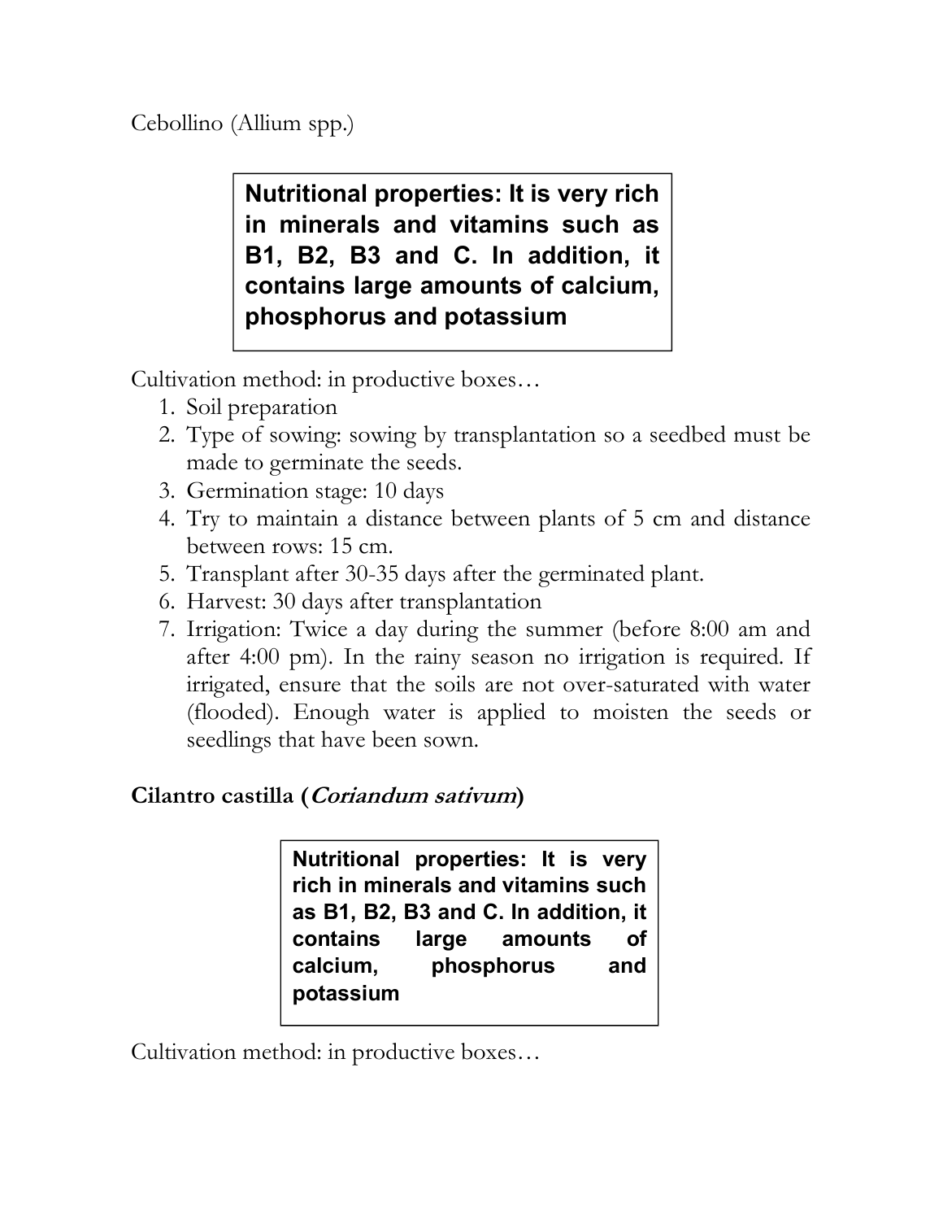Cebollino (Allium spp.)

**Nutritional properties: It is very rich in minerals and vitamins such as B1, B2, B3 and C. In addition, it contains large amounts of calcium, phosphorus and potassium**

Cultivation method: in productive boxes…

1. Soil preparation
2. Type of sowing: sowing by transplantation so a seedbed must be made to germinate the seeds.
3. Germination stage: 10 days
4. Try to maintain a distance between plants of 5 cm and distance between rows: 15 cm.
5. Transplant after 30-35 days after the germinated plant.
6. Harvest: 30 days after transplantation
7. Irrigation: Twice a day during the summer (before 8:00 am and after 4:00 pm). In the rainy season no irrigation is required. If irrigated, ensure that the soils are not over-saturated with water (flooded). Enough water is applied to moisten the seeds or seedlings that have been sown.

**Cilantro castilla (*Coriandum sativum*)**

**Nutritional properties: It is very rich in minerals and vitamins such as B1, B2, B3 and C. In addition, it contains large amounts of calcium, phosphorus and potassium**

Cultivation method: in productive boxes…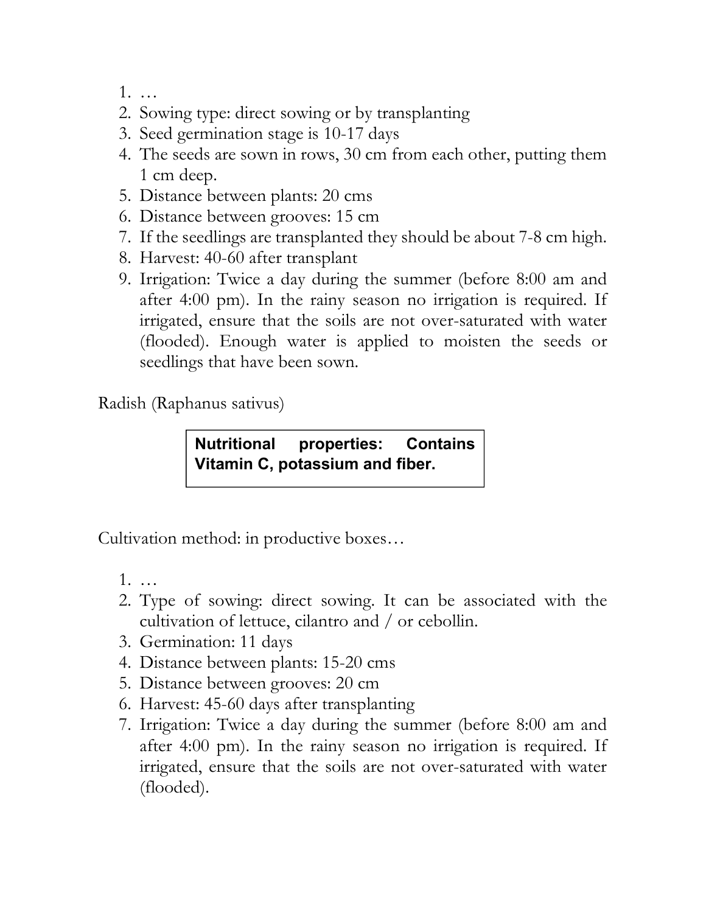1. …
2. Sowing type: direct sowing or by transplanting
3. Seed germination stage is 10-17 days
4. The seeds are sown in rows, 30 cm from each other, putting them 1 cm deep.
5. Distance between plants: 20 cms
6. Distance between grooves: 15 cm
7. If the seedlings are transplanted they should be about 7-8 cm high.
8. Harvest: 40-60 after transplant
9. Irrigation: Twice a day during the summer (before 8:00 am and after 4:00 pm). In the rainy season no irrigation is required. If irrigated, ensure that the soils are not over-saturated with water (flooded). Enough water is applied to moisten the seeds or seedlings that have been sown.

Radish (Raphanus sativus)

**Nutritional properties: Contains Vitamin C, potassium and fiber.**

Cultivation method: in productive boxes…

1. …
2. Type of sowing: direct sowing. It can be associated with the cultivation of lettuce, cilantro and / or cebollin.
3. Germination: 11 days
4. Distance between plants: 15-20 cms
5. Distance between grooves: 20 cm
6. Harvest: 45-60 days after transplanting
7. Irrigation: Twice a day during the summer (before 8:00 am and after 4:00 pm). In the rainy season no irrigation is required. If irrigated, ensure that the soils are not over-saturated with water (flooded).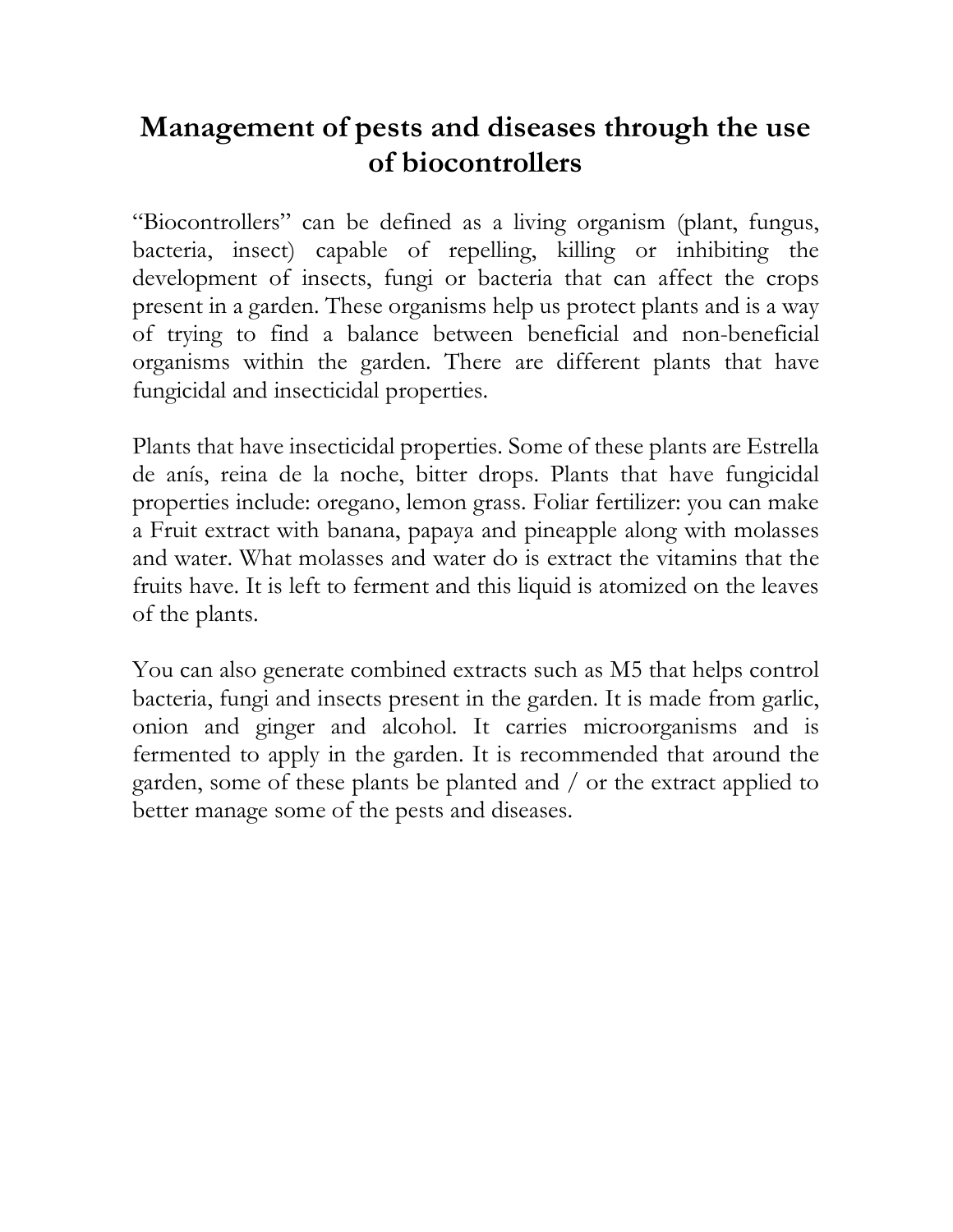# Management of pests and diseases through the use of biocontrollers

“Biocontrollers” can be defined as a living organism (plant, fungus, bacteria, insect) capable of repelling, killing or inhibiting the development of insects, fungi or bacteria that can affect the crops present in a garden. These organisms help us protect plants and is a way of trying to find a balance between beneficial and non-beneficial organisms within the garden. There are different plants that have fungicidal and insecticidal properties.

Plants that have insecticidal properties. Some of these plants are Estrella de anís, reina de la noche, bitter drops. Plants that have fungicidal properties include: oregano, lemon grass. Foliar fertilizer: you can make a Fruit extract with banana, papaya and pineapple along with molasses and water. What molasses and water do is extract the vitamins that the fruits have. It is left to ferment and this liquid is atomized on the leaves of the plants.

You can also generate combined extracts such as M5 that helps control bacteria, fungi and insects present in the garden. It is made from garlic, onion and ginger and alcohol. It carries microorganisms and is fermented to apply in the garden. It is recommended that around the garden, some of these plants be planted and / or the extract applied to better manage some of the pests and diseases.